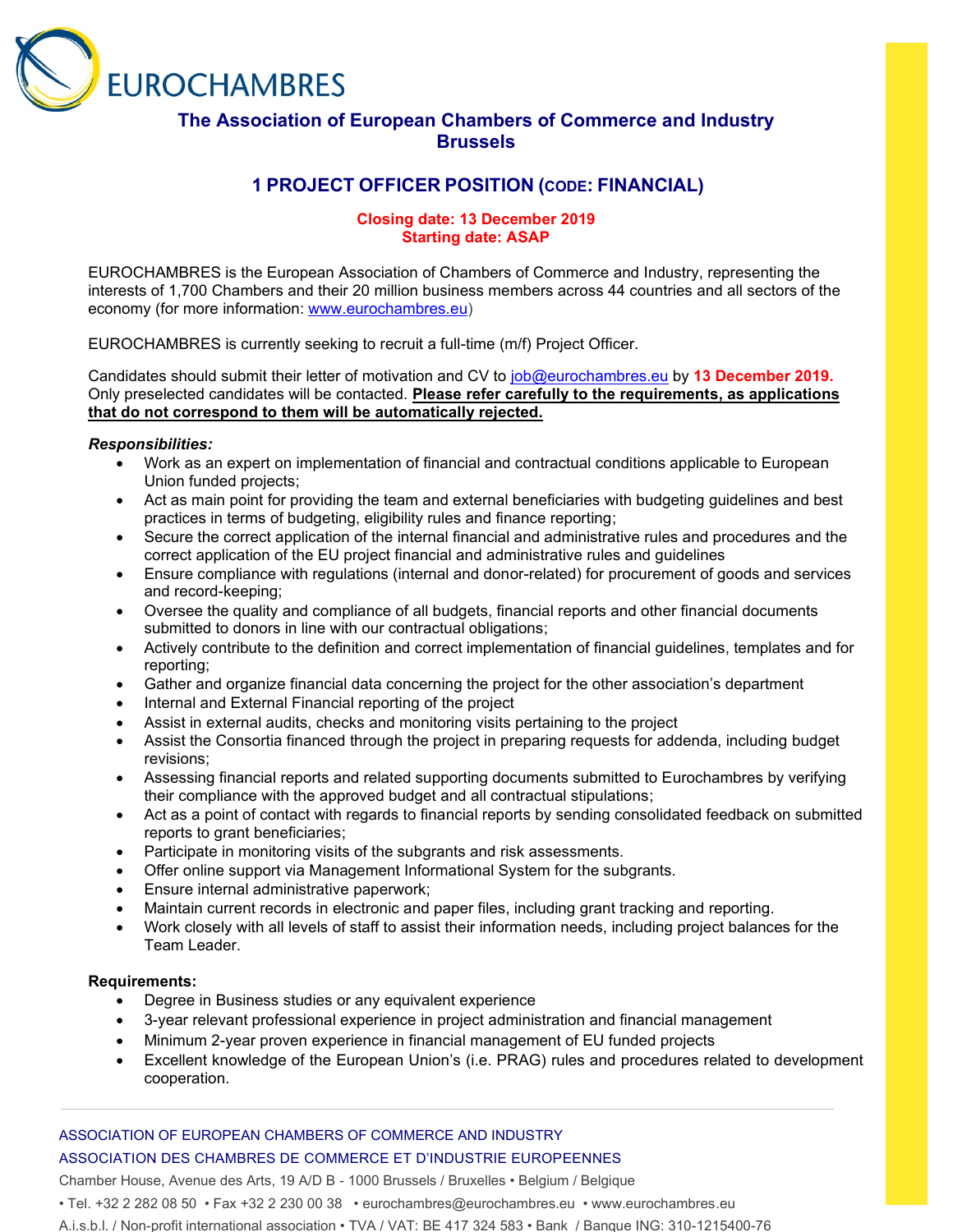# EUROCHAMBRES

## The Association of European Chambers of Commerce and Industry Brussels

## 1 PROJECT OFFICER POSITION (CODE: FINANCIAL)

**Closing date: 13 December 2019**
**Starting date: ASAP**

EUROCHAMBRES is the European Association of Chambers of Commerce and Industry, representing the interests of 1,700 Chambers and their 20 million business members across 44 countries and all sectors of the economy (for more information: www.eurochambres.eu)

EUROCHAMBRES is currently seeking to recruit a full-time (m/f) Project Officer.

Candidates should submit their letter of motivation and CV to job@eurochambres.eu by **13 December 2019.** Only preselected candidates will be contacted. **Please refer carefully to the requirements, as applications that do not correspond to them will be automatically rejected.**

***Responsibilities:***

- Work as an expert on implementation of financial and contractual conditions applicable to European Union funded projects;
- Act as main point for providing the team and external beneficiaries with budgeting guidelines and best practices in terms of budgeting, eligibility rules and finance reporting;
- Secure the correct application of the internal financial and administrative rules and procedures and the correct application of the EU project financial and administrative rules and guidelines
- Ensure compliance with regulations (internal and donor-related) for procurement of goods and services and record-keeping;
- Oversee the quality and compliance of all budgets, financial reports and other financial documents submitted to donors in line with our contractual obligations;
- Actively contribute to the definition and correct implementation of financial guidelines, templates and for reporting;
- Gather and organize financial data concerning the project for the other association's department
- Internal and External Financial reporting of the project
- Assist in external audits, checks and monitoring visits pertaining to the project
- Assist the Consortia financed through the project in preparing requests for addenda, including budget revisions;
- Assessing financial reports and related supporting documents submitted to Eurochambres by verifying their compliance with the approved budget and all contractual stipulations;
- Act as a point of contact with regards to financial reports by sending consolidated feedback on submitted reports to grant beneficiaries;
- Participate in monitoring visits of the subgrants and risk assessments.
- Offer online support via Management Informational System for the subgrants.
- Ensure internal administrative paperwork;
- Maintain current records in electronic and paper files, including grant tracking and reporting.
- Work closely with all levels of staff to assist their information needs, including project balances for the Team Leader.

**Requirements:**

- Degree in Business studies or any equivalent experience
- 3-year relevant professional experience in project administration and financial management
- Minimum 2-year proven experience in financial management of EU funded projects
- Excellent knowledge of the European Union's (i.e. PRAG) rules and procedures related to development cooperation.

ASSOCIATION OF EUROPEAN CHAMBERS OF COMMERCE AND INDUSTRY
ASSOCIATION DES CHAMBRES DE COMMERCE ET D'INDUSTRIE EUROPEENNES
Chamber House, Avenue des Arts, 19 A/D B - 1000 Brussels / Bruxelles • Belgium / Belgique
• Tel. +32 2 282 08 50 • Fax +32 2 230 00 38 • eurochambres@eurochambres.eu • www.eurochambres.eu
A.i.s.b.l. / Non-profit international association • TVA / VAT: BE 417 324 583 • Bank / Banque ING: 310-1215400-76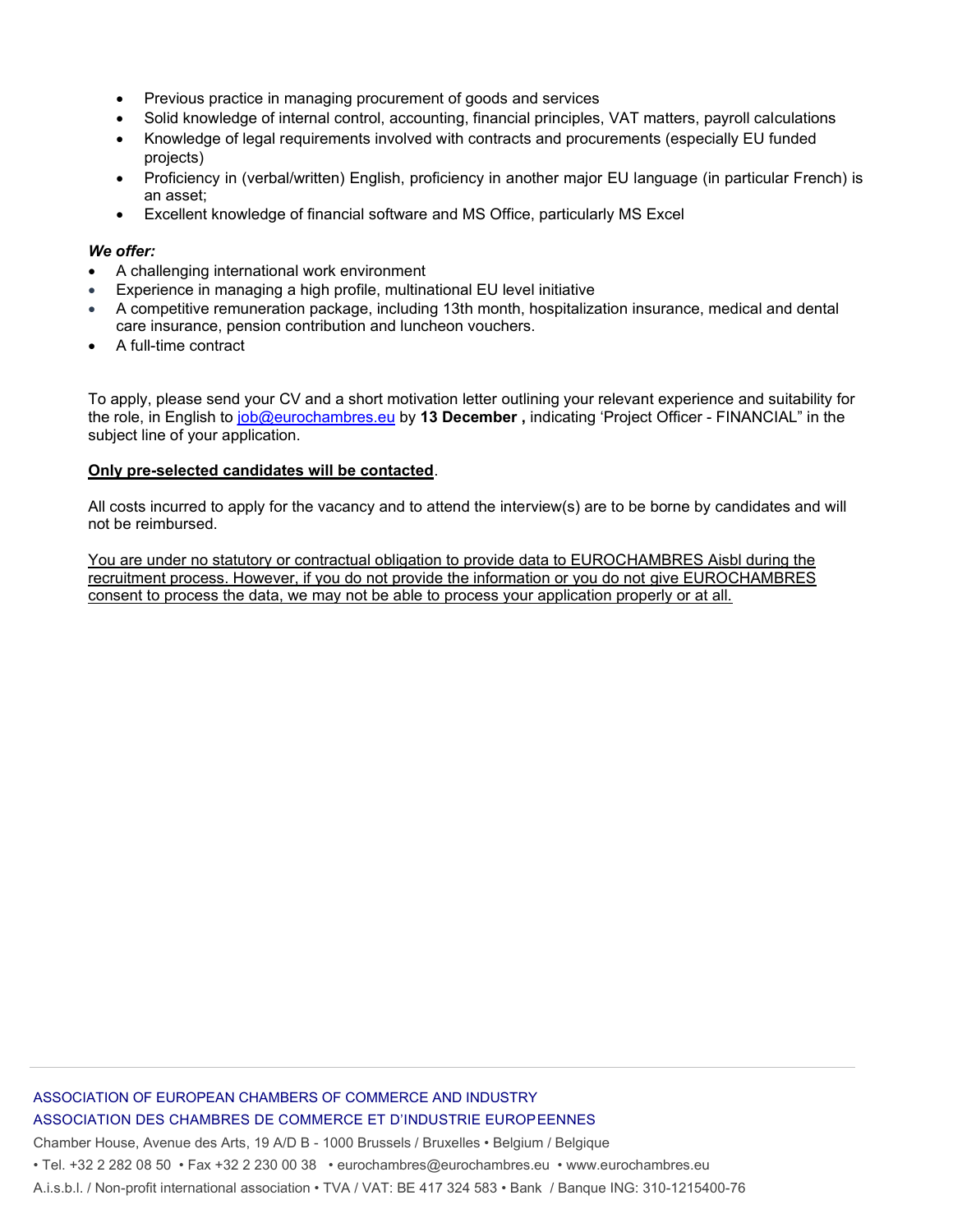- Previous practice in managing procurement of goods and services
- Solid knowledge of internal control, accounting, financial principles, VAT matters, payroll calculations
- Knowledge of legal requirements involved with contracts and procurements (especially EU funded projects)
- Proficiency in (verbal/written) English, proficiency in another major EU language (in particular French) is an asset;
- Excellent knowledge of financial software and MS Office, particularly MS Excel

***We offer:***

- A challenging international work environment
- Experience in managing a high profile, multinational EU level initiative
- A competitive remuneration package, including 13th month, hospitalization insurance, medical and dental care insurance, pension contribution and luncheon vouchers.
- A full-time contract

To apply, please send your CV and a short motivation letter outlining your relevant experience and suitability for the role, in English to job@eurochambres.eu by **13 December ,** indicating 'Project Officer - FINANCIAL" in the subject line of your application.

<u>**Only pre-selected candidates will be contacted**</u>.

All costs incurred to apply for the vacancy and to attend the interview(s) are to be borne by candidates and will not be reimbursed.

<u>You are under no statutory or contractual obligation to provide data to EUROCHAMBRES Aisbl during the recruitment process. However, if you do not provide the information or you do not give EUROCHAMBRES consent to process the data, we may not be able to process your application properly or at all.</u>

ASSOCIATION OF EUROPEAN CHAMBERS OF COMMERCE AND INDUSTRY
ASSOCIATION DES CHAMBRES DE COMMERCE ET D'INDUSTRIE EUROPEENNES

Chamber House, Avenue des Arts, 19 A/D B - 1000 Brussels / Bruxelles • Belgium / Belgique
• Tel. +32 2 282 08 50 • Fax +32 2 230 00 38 • eurochambres@eurochambres.eu • www.eurochambres.eu
A.i.s.b.l. / Non-profit international association • TVA / VAT: BE 417 324 583 • Bank / Banque ING: 310-1215400-76